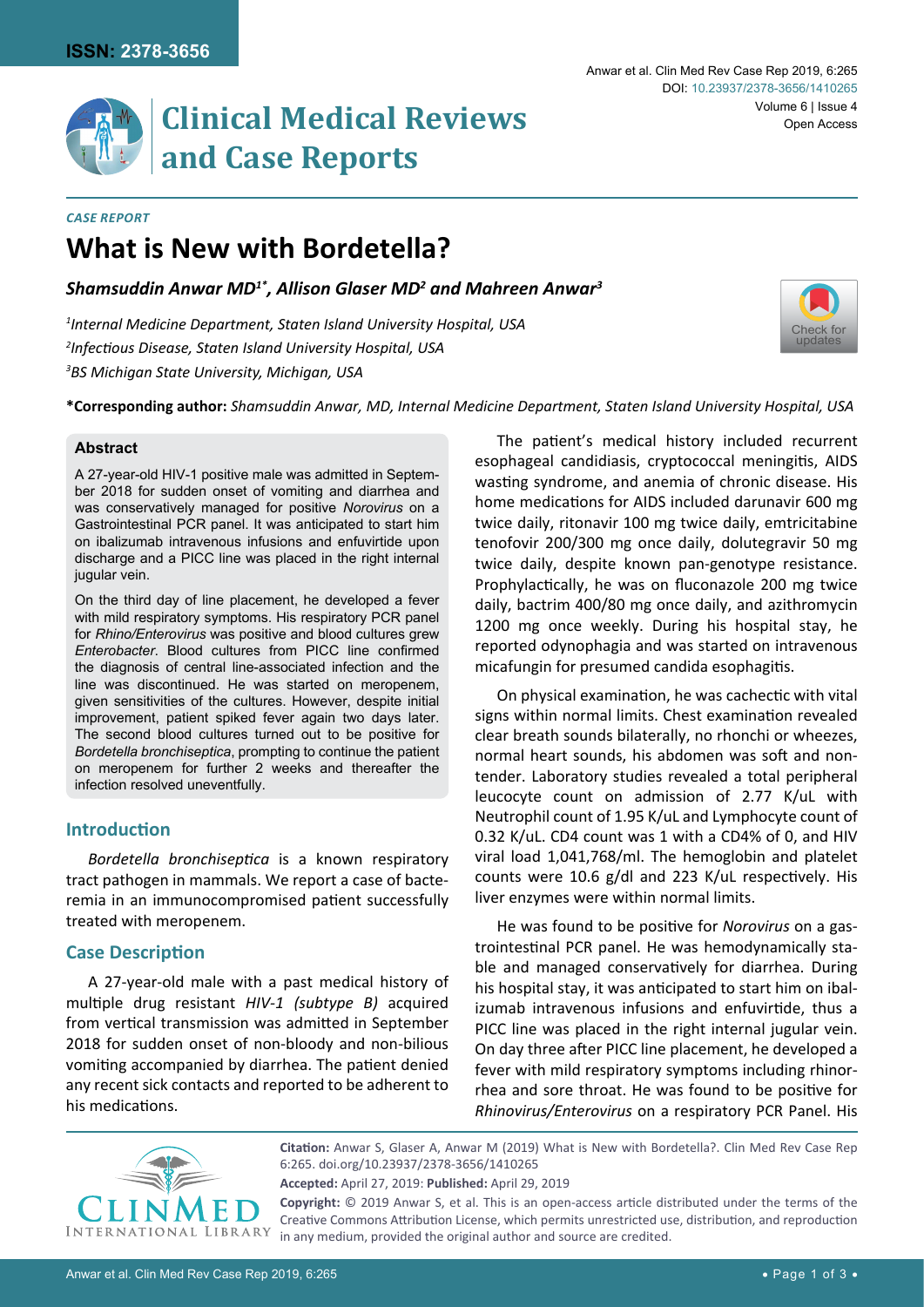ISSN: 2378-3656

# Clinical Medical Reviews and Case Reports

*CASE REPORT*

# What is New with Bordetella?

***Shamsuddin Anwar MD[1*], Allison Glaser MD[2] and Mahreen Anwar[3]***

*[1]Internal Medicine Department, Staten Island University Hospital, USA*
*[2]Infectious Disease, Staten Island University Hospital, USA*
*[3]BS Michigan State University, Michigan, USA*

**\*Corresponding author:** *Shamsuddin Anwar, MD, Internal Medicine Department, Staten Island University Hospital, USA*

### Abstract

A 27-year-old HIV-1 positive male was admitted in September 2018 for sudden onset of vomiting and diarrhea and was conservatively managed for positive *Norovirus* on a Gastrointestinal PCR panel. It was anticipated to start him on ibalizumab intravenous infusions and enfuvirtide upon discharge and a PICC line was placed in the right internal jugular vein.

On the third day of line placement, he developed a fever with mild respiratory symptoms. His respiratory PCR panel for *Rhino/Enterovirus* was positive and blood cultures grew *Enterobacter*. Blood cultures from PICC line confirmed the diagnosis of central line-associated infection and the line was discontinued. He was started on meropenem, given sensitivities of the cultures. However, despite initial improvement, patient spiked fever again two days later. The second blood cultures turned out to be positive for *Bordetella bronchiseptica*, prompting to continue the patient on meropenem for further 2 weeks and thereafter the infection resolved uneventfully.

## Introduction

*Bordetella bronchiseptica* is a known respiratory tract pathogen in mammals. We report a case of bacteremia in an immunocompromised patient successfully treated with meropenem.

## Case Description

A 27-year-old male with a past medical history of multiple drug resistant *HIV-1 (subtype B)* acquired from vertical transmission was admitted in September 2018 for sudden onset of non-bloody and non-bilious vomiting accompanied by diarrhea. The patient denied any recent sick contacts and reported to be adherent to his medications.

The patient's medical history included recurrent esophageal candidiasis, cryptococcal meningitis, AIDS wasting syndrome, and anemia of chronic disease. His home medications for AIDS included darunavir 600 mg twice daily, ritonavir 100 mg twice daily, emtricitabine tenofovir 200/300 mg once daily, dolutegravir 50 mg twice daily, despite known pan-genotype resistance. Prophylactically, he was on fluconazole 200 mg twice daily, bactrim 400/80 mg once daily, and azithromycin 1200 mg once weekly. During his hospital stay, he reported odynophagia and was started on intravenous micafungin for presumed candida esophagitis.

On physical examination, he was cachectic with vital signs within normal limits. Chest examination revealed clear breath sounds bilaterally, no rhonchi or wheezes, normal heart sounds, his abdomen was soft and non-tender. Laboratory studies revealed a total peripheral leucocyte count on admission of 2.77 K/uL with Neutrophil count of 1.95 K/uL and Lymphocyte count of 0.32 K/uL. CD4 count was 1 with a CD4% of 0, and HIV viral load 1,041,768/ml. The hemoglobin and platelet counts were 10.6 g/dl and 223 K/uL respectively. His liver enzymes were within normal limits.

He was found to be positive for *Norovirus* on a gastrointestinal PCR panel. He was hemodynamically stable and managed conservatively for diarrhea. During his hospital stay, it was anticipated to start him on ibalizumab intravenous infusions and enfuvirtide, thus a PICC line was placed in the right internal jugular vein. On day three after PICC line placement, he developed a fever with mild respiratory symptoms including rhinorrhea and sore throat. He was found to be positive for *Rhinovirus/Enterovirus* on a respiratory PCR Panel. His

**Citation:** Anwar S, Glaser A, Anwar M (2019) What is New with Bordetella?. Clin Med Rev Case Rep 6:265. doi.org/10.23937/2378-3656/1410265

**Accepted:** April 27, 2019: **Published:** April 29, 2019

**Copyright:** © 2019 Anwar S, et al. This is an open-access article distributed under the terms of the Creative Commons Attribution License, which permits unrestricted use, distribution, and reproduction in any medium, provided the original author and source are credited.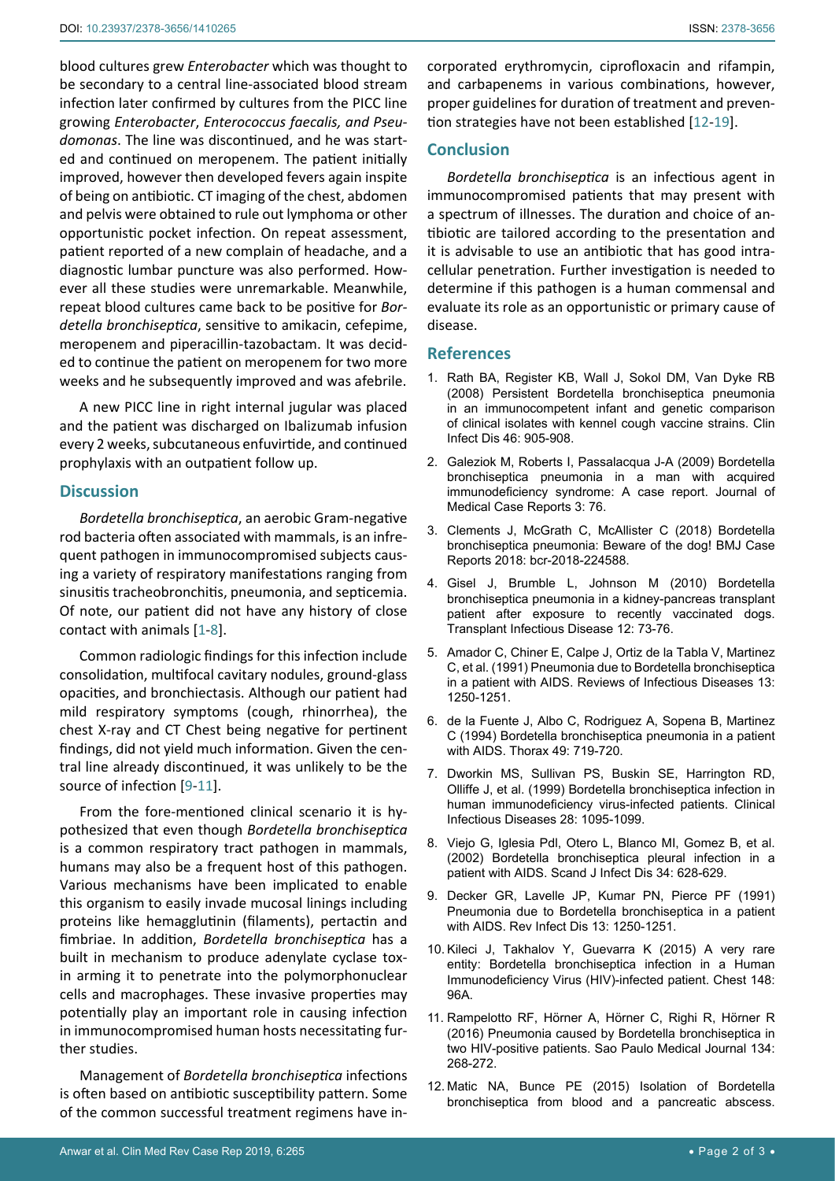blood cultures grew *Enterobacter* which was thought to be secondary to a central line-associated blood stream infection later confirmed by cultures from the PICC line growing *Enterobacter*, *Enterococcus faecalis, and Pseudomonas*. The line was discontinued, and he was started and continued on meropenem. The patient initially improved, however then developed fevers again inspite of being on antibiotic. CT imaging of the chest, abdomen and pelvis were obtained to rule out lymphoma or other opportunistic pocket infection. On repeat assessment, patient reported of a new complain of headache, and a diagnostic lumbar puncture was also performed. However all these studies were unremarkable. Meanwhile, repeat blood cultures came back to be positive for *Bordetella bronchiseptica*, sensitive to amikacin, cefepime, meropenem and piperacillin-tazobactam. It was decided to continue the patient on meropenem for two more weeks and he subsequently improved and was afebrile.

A new PICC line in right internal jugular was placed and the patient was discharged on Ibalizumab infusion every 2 weeks, subcutaneous enfuvirtide, and continued prophylaxis with an outpatient follow up.

## Discussion

*Bordetella bronchiseptica*, an aerobic Gram-negative rod bacteria often associated with mammals, is an infrequent pathogen in immunocompromised subjects causing a variety of respiratory manifestations ranging from sinusitis tracheobronchitis, pneumonia, and septicemia. Of note, our patient did not have any history of close contact with animals [1-8].

Common radiologic findings for this infection include consolidation, multifocal cavitary nodules, ground-glass opacities, and bronchiectasis. Although our patient had mild respiratory symptoms (cough, rhinorrhea), the chest X-ray and CT Chest being negative for pertinent findings, did not yield much information. Given the central line already discontinued, it was unlikely to be the source of infection [9-11].

From the fore-mentioned clinical scenario it is hypothesized that even though *Bordetella bronchiseptica* is a common respiratory tract pathogen in mammals, humans may also be a frequent host of this pathogen. Various mechanisms have been implicated to enable this organism to easily invade mucosal linings including proteins like hemagglutinin (filaments), pertactin and fimbriae. In addition, *Bordetella bronchiseptica* has a built in mechanism to produce adenylate cyclase toxin arming it to penetrate into the polymorphonuclear cells and macrophages. These invasive properties may potentially play an important role in causing infection in immunocompromised human hosts necessitating further studies.

Management of *Bordetella bronchiseptica* infections is often based on antibiotic susceptibility pattern. Some of the common successful treatment regimens have incorporated erythromycin, ciprofloxacin and rifampin, and carbapenems in various combinations, however, proper guidelines for duration of treatment and prevention strategies have not been established [12-19].

## Conclusion

*Bordetella bronchiseptica* is an infectious agent in immunocompromised patients that may present with a spectrum of illnesses. The duration and choice of antibiotic are tailored according to the presentation and it is advisable to use an antibiotic that has good intracellular penetration. Further investigation is needed to determine if this pathogen is a human commensal and evaluate its role as an opportunistic or primary cause of disease.

## References

1. Rath BA, Register KB, Wall J, Sokol DM, Van Dyke RB (2008) Persistent Bordetella bronchiseptica pneumonia in an immunocompetent infant and genetic comparison of clinical isolates with kennel cough vaccine strains. Clin Infect Dis 46: 905-908.
2. Galeziok M, Roberts I, Passalacqua J-A (2009) Bordetella bronchiseptica pneumonia in a man with acquired immunodeficiency syndrome: A case report. Journal of Medical Case Reports 3: 76.
3. Clements J, McGrath C, McAllister C (2018) Bordetella bronchiseptica pneumonia: Beware of the dog! BMJ Case Reports 2018: bcr-2018-224588.
4. Gisel J, Brumble L, Johnson M (2010) Bordetella bronchiseptica pneumonia in a kidney-pancreas transplant patient after exposure to recently vaccinated dogs. Transplant Infectious Disease 12: 73-76.
5. Amador C, Chiner E, Calpe J, Ortiz de la Tabla V, Martinez C, et al. (1991) Pneumonia due to Bordetella bronchiseptica in a patient with AIDS. Reviews of Infectious Diseases 13: 1250-1251.
6. de la Fuente J, Albo C, Rodriguez A, Sopena B, Martinez C (1994) Bordetella bronchiseptica pneumonia in a patient with AIDS. Thorax 49: 719-720.
7. Dworkin MS, Sullivan PS, Buskin SE, Harrington RD, Olliffe J, et al. (1999) Bordetella bronchiseptica infection in human immunodeficiency virus-infected patients. Clinical Infectious Diseases 28: 1095-1099.
8. Viejo G, Iglesia Pdl, Otero L, Blanco MI, Gomez B, et al. (2002) Bordetella bronchiseptica pleural infection in a patient with AIDS. Scand J Infect Dis 34: 628-629.
9. Decker GR, Lavelle JP, Kumar PN, Pierce PF (1991) Pneumonia due to Bordetella bronchiseptica in a patient with AIDS. Rev Infect Dis 13: 1250-1251.
10. Kileci J, Takhalov Y, Guevarra K (2015) A very rare entity: Bordetella bronchiseptica infection in a Human Immunodeficiency Virus (HIV)-infected patient. Chest 148: 96A.
11. Rampelotto RF, Hörner A, Hörner C, Righi R, Hörner R (2016) Pneumonia caused by Bordetella bronchiseptica in two HIV-positive patients. Sao Paulo Medical Journal 134: 268-272.
12. Matic NA, Bunce PE (2015) Isolation of Bordetella bronchiseptica from blood and a pancreatic abscess.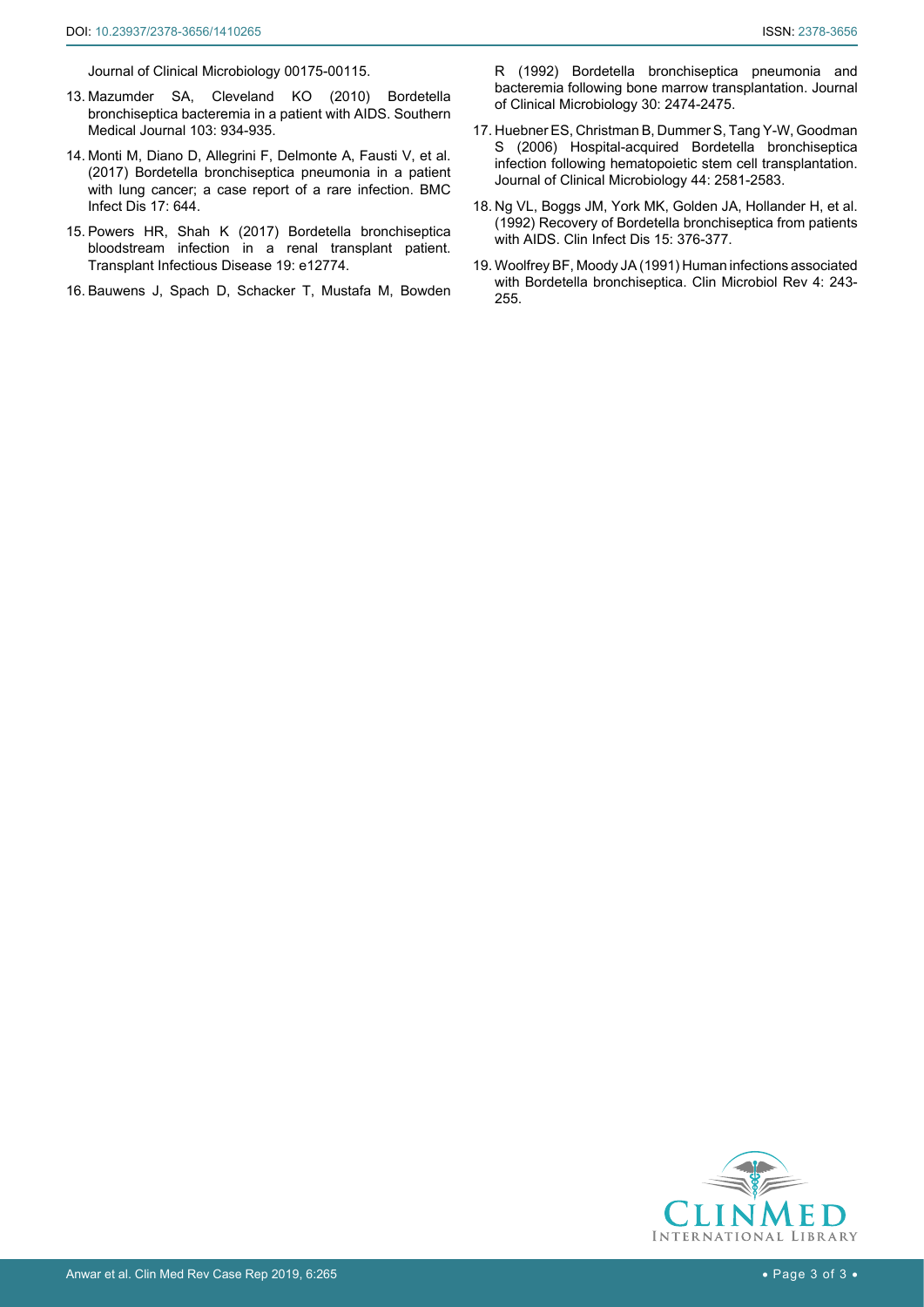Journal of Clinical Microbiology 00175-00115.

13. Mazumder SA, Cleveland KO (2010) Bordetella bronchiseptica bacteremia in a patient with AIDS. Southern Medical Journal 103: 934-935.
14. Monti M, Diano D, Allegrini F, Delmonte A, Fausti V, et al. (2017) Bordetella bronchiseptica pneumonia in a patient with lung cancer; a case report of a rare infection. BMC Infect Dis 17: 644.
15. Powers HR, Shah K (2017) Bordetella bronchiseptica bloodstream infection in a renal transplant patient. Transplant Infectious Disease 19: e12774.
16. Bauwens J, Spach D, Schacker T, Mustafa M, Bowden R (1992) Bordetella bronchiseptica pneumonia and bacteremia following bone marrow transplantation. Journal of Clinical Microbiology 30: 2474-2475.
17. Huebner ES, Christman B, Dummer S, Tang Y-W, Goodman S (2006) Hospital-acquired Bordetella bronchiseptica infection following hematopoietic stem cell transplantation. Journal of Clinical Microbiology 44: 2581-2583.
18. Ng VL, Boggs JM, York MK, Golden JA, Hollander H, et al. (1992) Recovery of Bordetella bronchiseptica from patients with AIDS. Clin Infect Dis 15: 376-377.
19. Woolfrey BF, Moody JA (1991) Human infections associated with Bordetella bronchiseptica. Clin Microbiol Rev 4: 243-255.